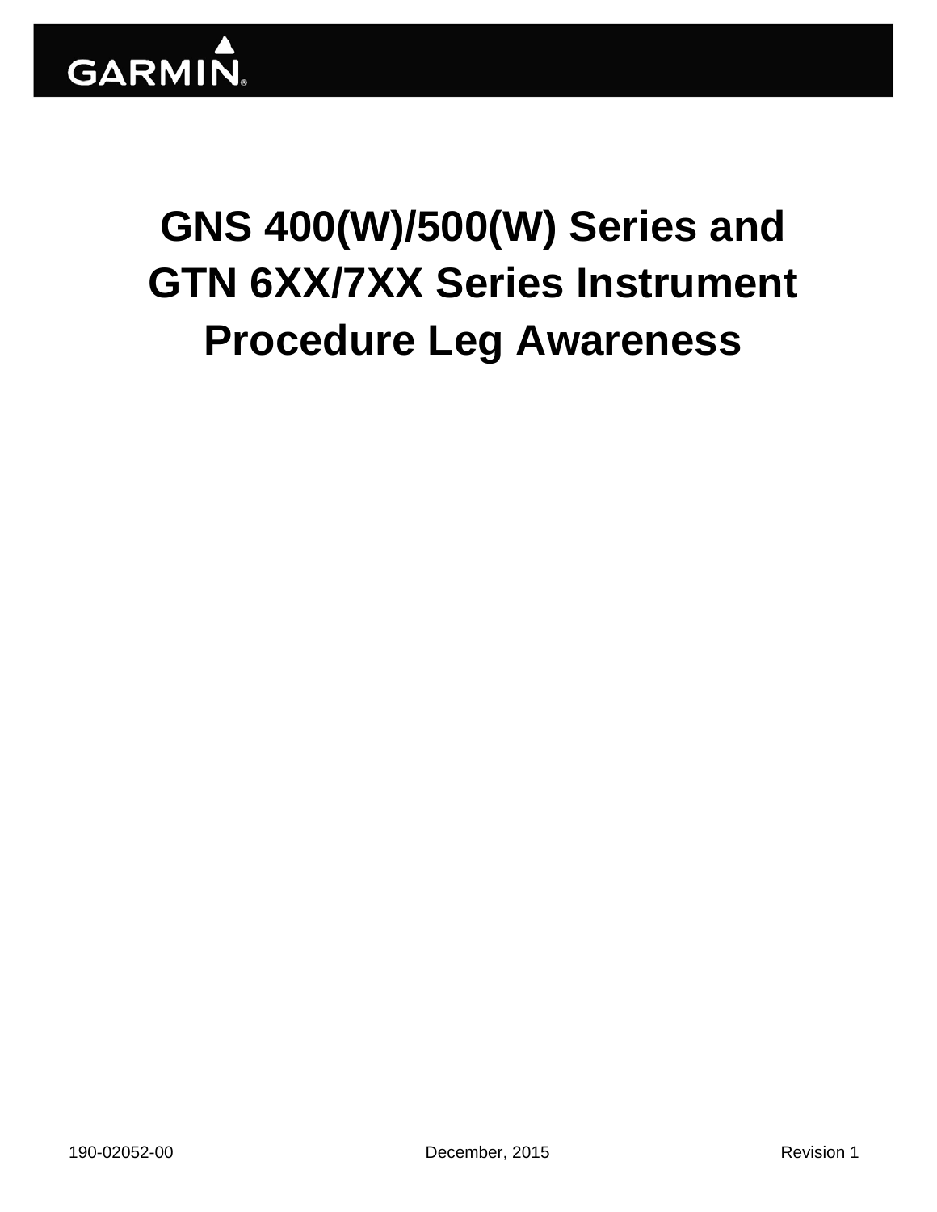GARMIN

# GNS 400(W)/500(W) Series and GTN 6XX/7XX Series Instrument Procedure Leg Awareness

190-02052-00 December, 2015 Revision 1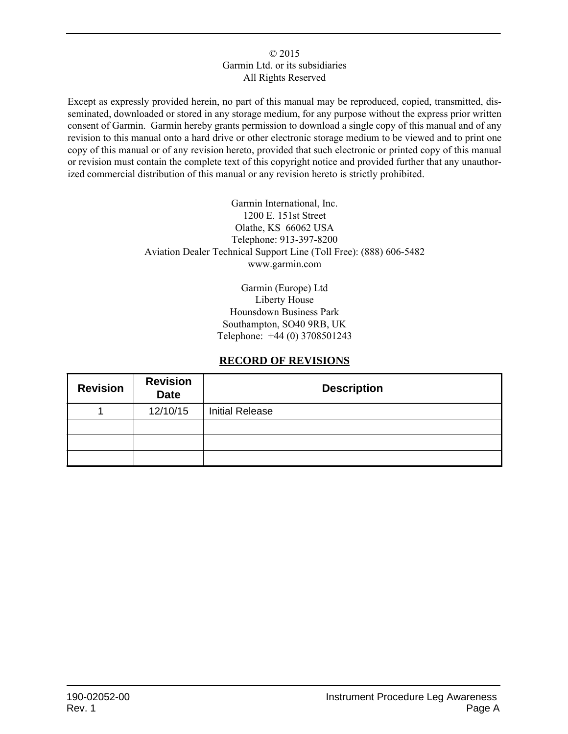© 2015
Garmin Ltd. or its subsidiaries
All Rights Reserved

Except as expressly provided herein, no part of this manual may be reproduced, copied, transmitted, disseminated, downloaded or stored in any storage medium, for any purpose without the express prior written consent of Garmin. Garmin hereby grants permission to download a single copy of this manual and of any revision to this manual onto a hard drive or other electronic storage medium to be viewed and to print one copy of this manual or of any revision hereto, provided that such electronic or printed copy of this manual or revision must contain the complete text of this copyright notice and provided further that any unauthorized commercial distribution of this manual or any revision hereto is strictly prohibited.

Garmin International, Inc.
1200 E. 151st Street
Olathe, KS 66062 USA
Telephone: 913-397-8200
Aviation Dealer Technical Support Line (Toll Free): (888) 606-5482
www.garmin.com

Garmin (Europe) Ltd
Liberty House
Hounsdown Business Park
Southampton, SO40 9RB, UK
Telephone: +44 (0) 3708501243

## RECORD OF REVISIONS

| Revision | Revision Date | Description |
|---|---|---|
| 1 | 12/10/15 | Initial Release |
| | | |
| | | |
| | | |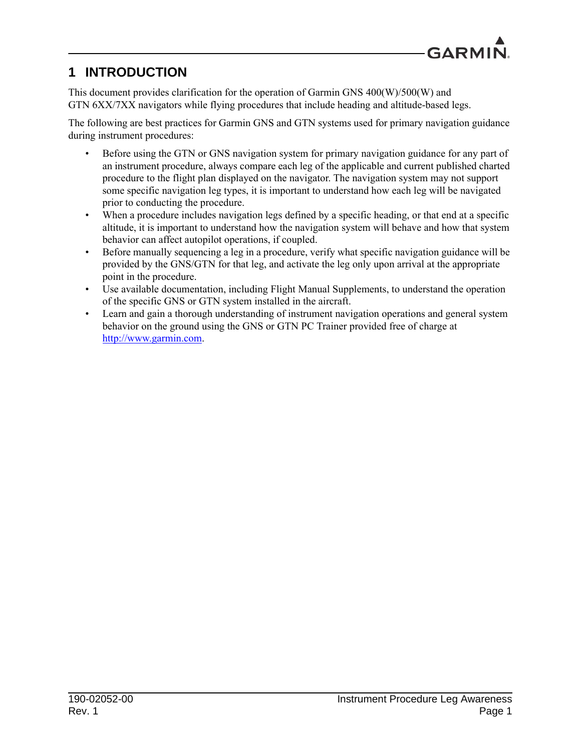# 1 INTRODUCTION

This document provides clarification for the operation of Garmin GNS 400(W)/500(W) and GTN 6XX/7XX navigators while flying procedures that include heading and altitude-based legs.

The following are best practices for Garmin GNS and GTN systems used for primary navigation guidance during instrument procedures:

- Before using the GTN or GNS navigation system for primary navigation guidance for any part of an instrument procedure, always compare each leg of the applicable and current published charted procedure to the flight plan displayed on the navigator. The navigation system may not support some specific navigation leg types, it is important to understand how each leg will be navigated prior to conducting the procedure.
- When a procedure includes navigation legs defined by a specific heading, or that end at a specific altitude, it is important to understand how the navigation system will behave and how that system behavior can affect autopilot operations, if coupled.
- Before manually sequencing a leg in a procedure, verify what specific navigation guidance will be provided by the GNS/GTN for that leg, and activate the leg only upon arrival at the appropriate point in the procedure.
- Use available documentation, including Flight Manual Supplements, to understand the operation of the specific GNS or GTN system installed in the aircraft.
- Learn and gain a thorough understanding of instrument navigation operations and general system behavior on the ground using the GNS or GTN PC Trainer provided free of charge at http://www.garmin.com.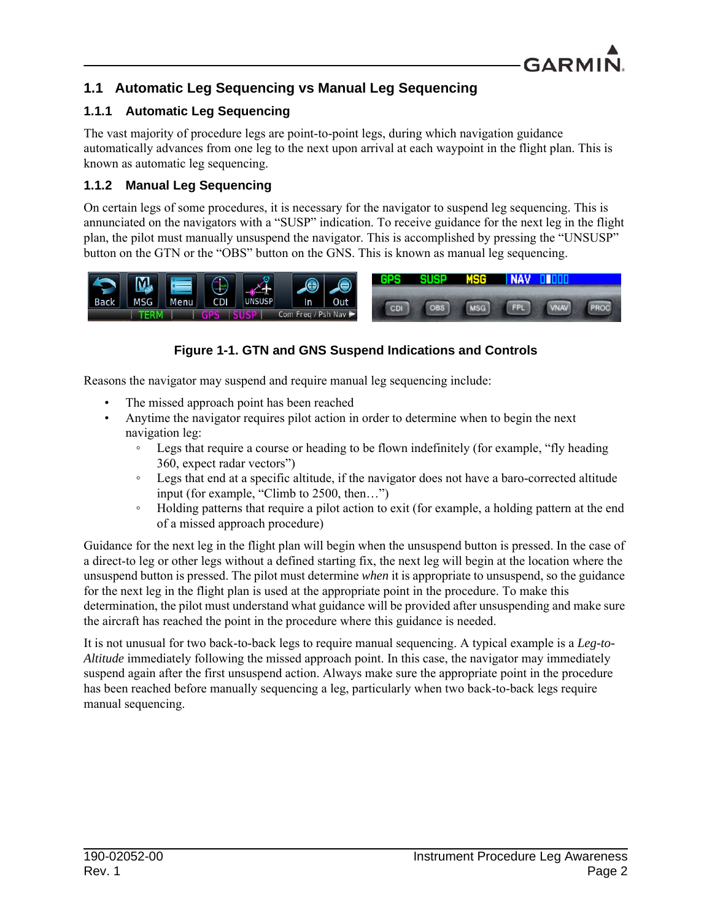## 1.1 Automatic Leg Sequencing vs Manual Leg Sequencing

### 1.1.1 Automatic Leg Sequencing

The vast majority of procedure legs are point-to-point legs, during which navigation guidance automatically advances from one leg to the next upon arrival at each waypoint in the flight plan. This is known as automatic leg sequencing.

### 1.1.2 Manual Leg Sequencing

On certain legs of some procedures, it is necessary for the navigator to suspend leg sequencing. This is annunciated on the navigators with a "SUSP" indication. To receive guidance for the next leg in the flight plan, the pilot must manually unsuspend the navigator. This is accomplished by pressing the "UNSUSP" button on the GTN or the "OBS" button on the GNS. This is known as manual leg sequencing.

**Figure 1-1. GTN and GNS Suspend Indications and Controls**

Reasons the navigator may suspend and require manual leg sequencing include:

- The missed approach point has been reached
- Anytime the navigator requires pilot action in order to determine when to begin the next navigation leg:
  - Legs that require a course or heading to be flown indefinitely (for example, "fly heading 360, expect radar vectors")
  - Legs that end at a specific altitude, if the navigator does not have a baro-corrected altitude input (for example, "Climb to 2500, then…")
  - Holding patterns that require a pilot action to exit (for example, a holding pattern at the end of a missed approach procedure)

Guidance for the next leg in the flight plan will begin when the unsuspend button is pressed. In the case of a direct-to leg or other legs without a defined starting fix, the next leg will begin at the location where the unsuspend button is pressed. The pilot must determine *when* it is appropriate to unsuspend, so the guidance for the next leg in the flight plan is used at the appropriate point in the procedure. To make this determination, the pilot must understand what guidance will be provided after unsuspending and make sure the aircraft has reached the point in the procedure where this guidance is needed.

It is not unusual for two back-to-back legs to require manual sequencing. A typical example is a *Leg-to-Altitude* immediately following the missed approach point. In this case, the navigator may immediately suspend again after the first unsuspend action. Always make sure the appropriate point in the procedure has been reached before manually sequencing a leg, particularly when two back-to-back legs require manual sequencing.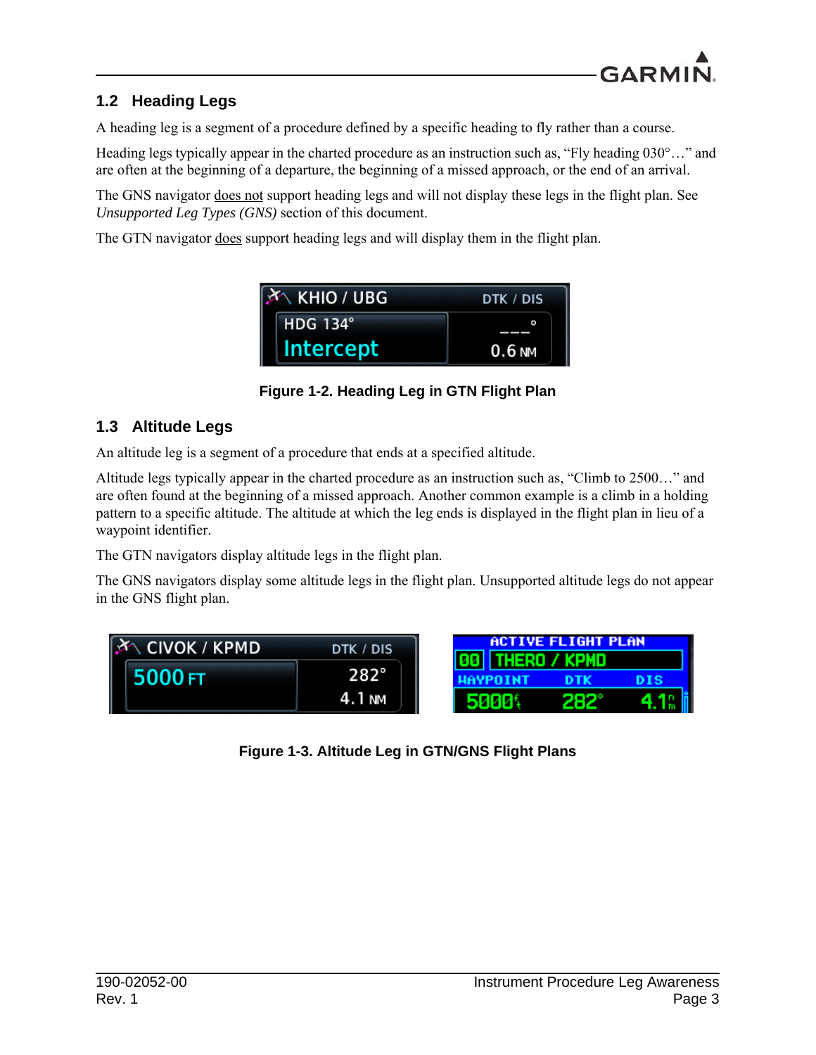## 1.2 Heading Legs

A heading leg is a segment of a procedure defined by a specific heading to fly rather than a course.

Heading legs typically appear in the charted procedure as an instruction such as, "Fly heading 030°…" and are often at the beginning of a departure, the beginning of a missed approach, or the end of an arrival.

The GNS navigator does not support heading legs and will not display these legs in the flight plan. See *Unsupported Leg Types (GNS)* section of this document.

The GTN navigator does support heading legs and will display them in the flight plan.

**Figure 1-2. Heading Leg in GTN Flight Plan**

## 1.3 Altitude Legs

An altitude leg is a segment of a procedure that ends at a specified altitude.

Altitude legs typically appear in the charted procedure as an instruction such as, "Climb to 2500…" and are often found at the beginning of a missed approach. Another common example is a climb in a holding pattern to a specific altitude. The altitude at which the leg ends is displayed in the flight plan in lieu of a waypoint identifier.

The GTN navigators display altitude legs in the flight plan.

The GNS navigators display some altitude legs in the flight plan. Unsupported altitude legs do not appear in the GNS flight plan.

**Figure 1-3. Altitude Leg in GTN/GNS Flight Plans**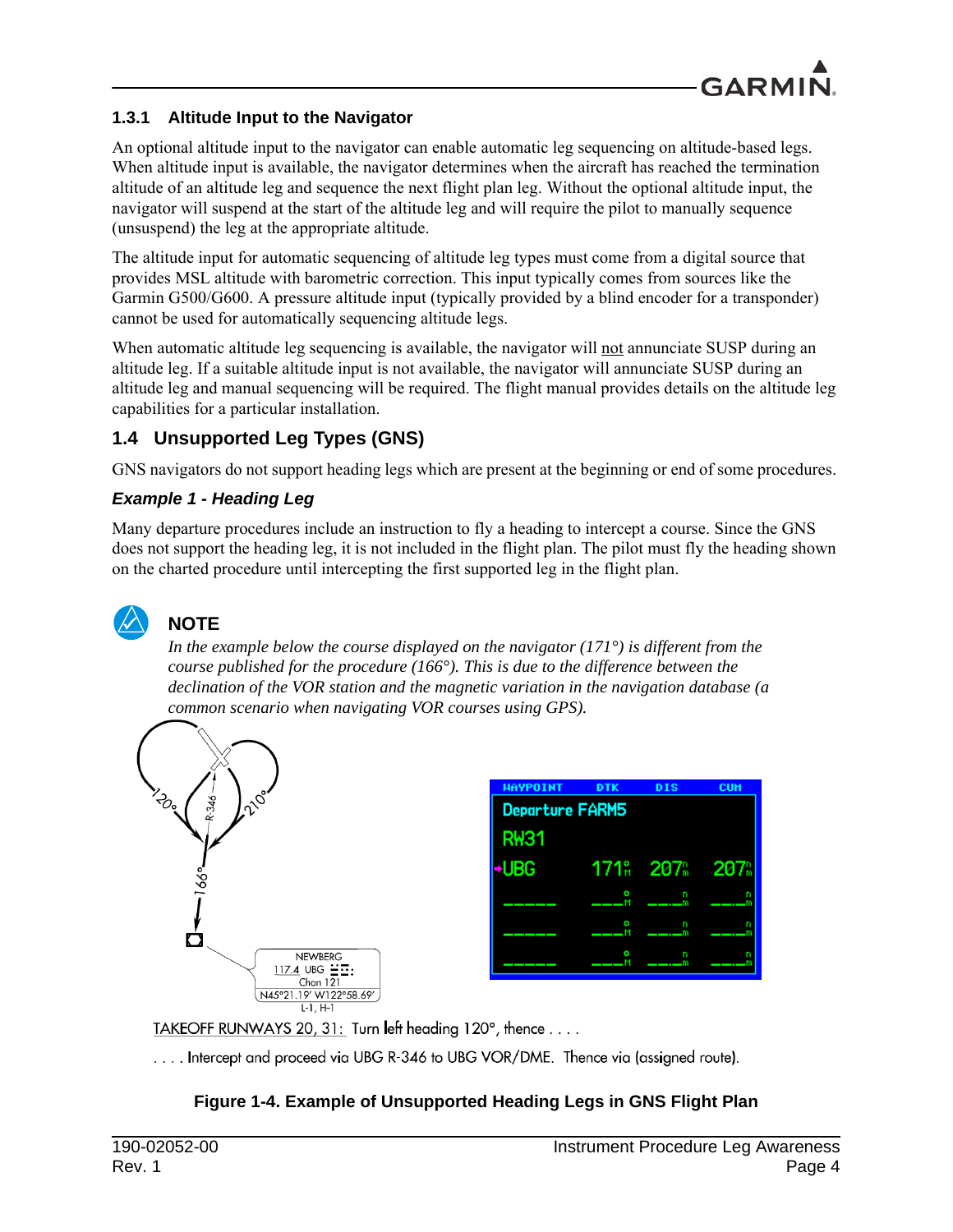### 1.3.1 Altitude Input to the Navigator

An optional altitude input to the navigator can enable automatic leg sequencing on altitude-based legs. When altitude input is available, the navigator determines when the aircraft has reached the termination altitude of an altitude leg and sequence the next flight plan leg. Without the optional altitude input, the navigator will suspend at the start of the altitude leg and will require the pilot to manually sequence (unsuspend) the leg at the appropriate altitude.

The altitude input for automatic sequencing of altitude leg types must come from a digital source that provides MSL altitude with barometric correction. This input typically comes from sources like the Garmin G500/G600. A pressure altitude input (typically provided by a blind encoder for a transponder) cannot be used for automatically sequencing altitude legs.

When automatic altitude leg sequencing is available, the navigator will not annunciate SUSP during an altitude leg. If a suitable altitude input is not available, the navigator will annunciate SUSP during an altitude leg and manual sequencing will be required. The flight manual provides details on the altitude leg capabilities for a particular installation.

## 1.4 Unsupported Leg Types (GNS)

GNS navigators do not support heading legs which are present at the beginning or end of some procedures.

***Example 1 - Heading Leg***

Many departure procedures include an instruction to fly a heading to intercept a course. Since the GNS does not support the heading leg, it is not included in the flight plan. The pilot must fly the heading shown on the charted procedure until intercepting the first supported leg in the flight plan.

**NOTE**

*In the example below the course displayed on the navigator (171°) is different from the course published for the procedure (166°). This is due to the difference between the declination of the VOR station and the magnetic variation in the navigation database (a common scenario when navigating VOR courses using GPS).*

120°
R-346
210°
166°

NEWBERG
117.4 UBG
Chan 121
N45°21.19′ W122°58.69′
L-1, H-1

WAYPOINT DTK DIS CUM
Departure FARM5
RW31
UBG 171° 207 207

TAKEOFF RUNWAYS 20, 31: Turn left heading 120°, thence . . . .

. . . . Intercept and proceed via UBG R-346 to UBG VOR/DME. Thence via (assigned route).

**Figure 1-4. Example of Unsupported Heading Legs in GNS Flight Plan**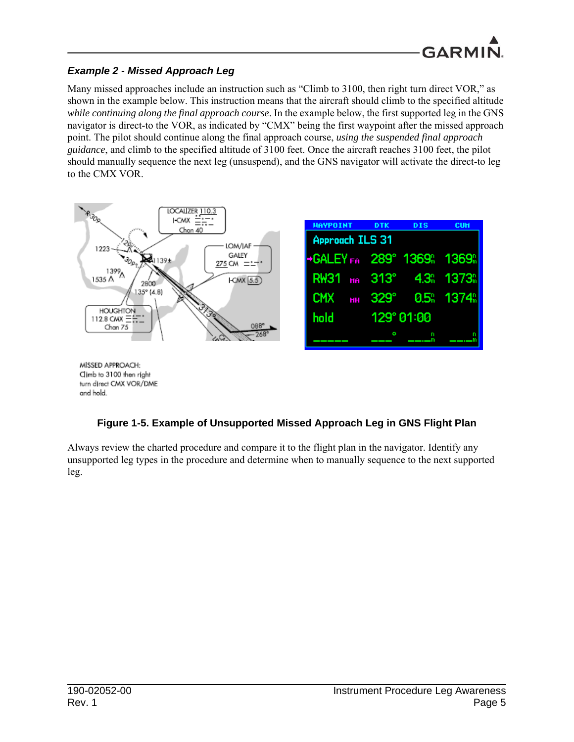### *Example 2 - Missed Approach Leg*

Many missed approaches include an instruction such as "Climb to 3100, then right turn direct VOR," as shown in the example below. This instruction means that the aircraft should climb to the specified altitude *while continuing along the final approach course*. In the example below, the first supported leg in the GNS navigator is direct-to the VOR, as indicated by "CMX" being the first waypoint after the missed approach point. The pilot should continue along the final approach course, *using the suspended final approach guidance*, and climb to the specified altitude of 3100 feet. Once the aircraft reaches 3100 feet, the pilot should manually sequence the next leg (unsuspend), and the GNS navigator will activate the direct-to leg to the CMX VOR.

LOCALIZER 110.3
I-CMX
Chan 40

LOM/IAF
GALEY
275 CM

I-CMX 5.5

HOUGHTON
112.8 CMX
Chan 75

1223
1399
1535
1139±
2800
135° (4.8)
313°
088°
268°

MISSED APPROACH:
Climb to 3100 then right
turn direct CMX VOR/DME
and hold.

| WAYPOINT | | DTK | DIS | CUM |
|---|---|---|---|---|
| Approach ILS 31 | | | | |
| →GALEY | FA | 289° | 1369nm | 1369nm |
| RW31 | MA | 313° | 4.3nm | 1373nm |
| CMX | MH | 329° | 0.5nm | 1374nm |
| hold | | 129° 01:00 | | |
| _____ | | ___° | ___.\_nm | ___.\_nm |

**Figure 1-5. Example of Unsupported Missed Approach Leg in GNS Flight Plan**

Always review the charted procedure and compare it to the flight plan in the navigator. Identify any unsupported leg types in the procedure and determine when to manually sequence to the next supported leg.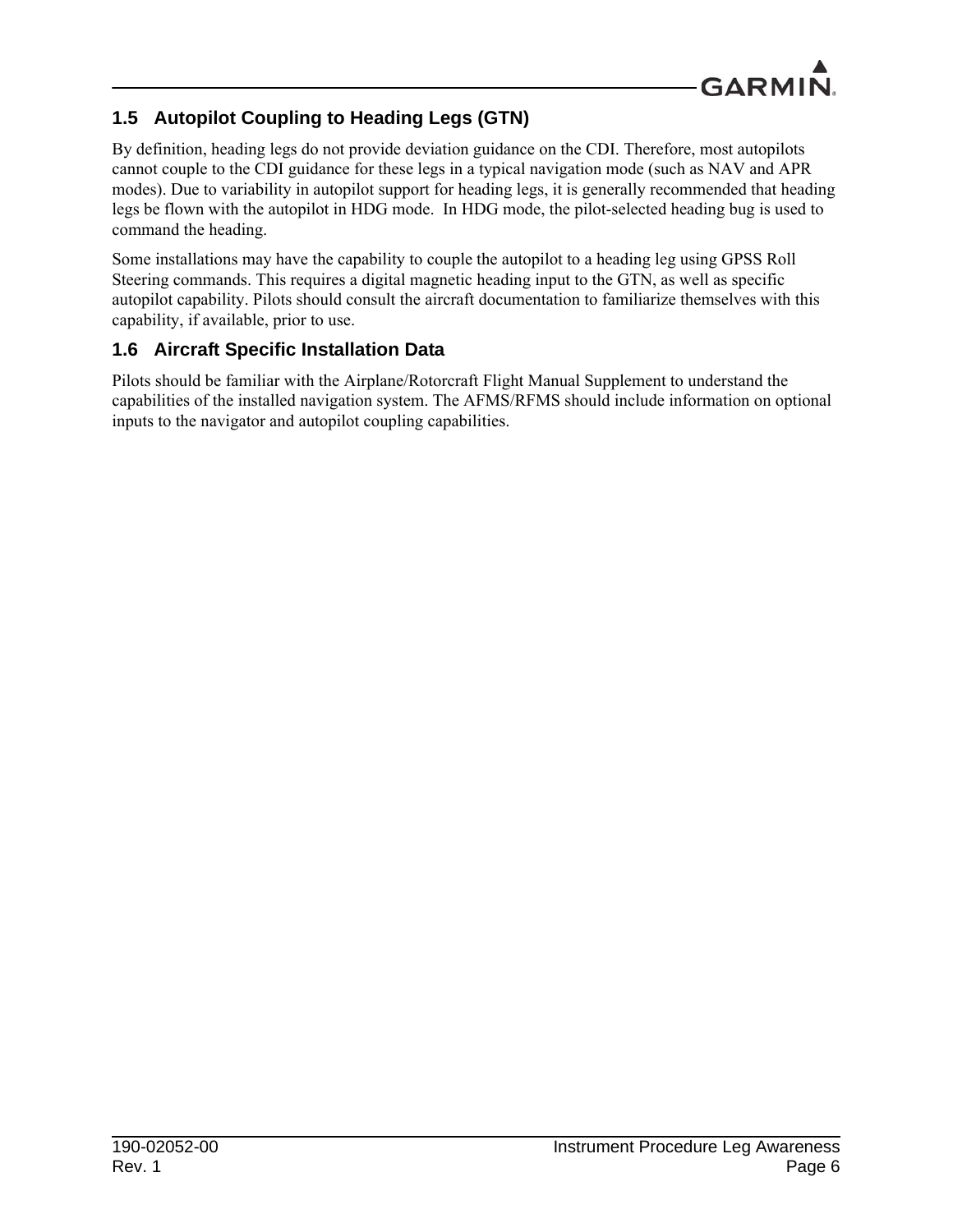## 1.5 Autopilot Coupling to Heading Legs (GTN)

By definition, heading legs do not provide deviation guidance on the CDI. Therefore, most autopilots cannot couple to the CDI guidance for these legs in a typical navigation mode (such as NAV and APR modes). Due to variability in autopilot support for heading legs, it is generally recommended that heading legs be flown with the autopilot in HDG mode. In HDG mode, the pilot-selected heading bug is used to command the heading.

Some installations may have the capability to couple the autopilot to a heading leg using GPSS Roll Steering commands. This requires a digital magnetic heading input to the GTN, as well as specific autopilot capability. Pilots should consult the aircraft documentation to familiarize themselves with this capability, if available, prior to use.

## 1.6 Aircraft Specific Installation Data

Pilots should be familiar with the Airplane/Rotorcraft Flight Manual Supplement to understand the capabilities of the installed navigation system. The AFMS/RFMS should include information on optional inputs to the navigator and autopilot coupling capabilities.